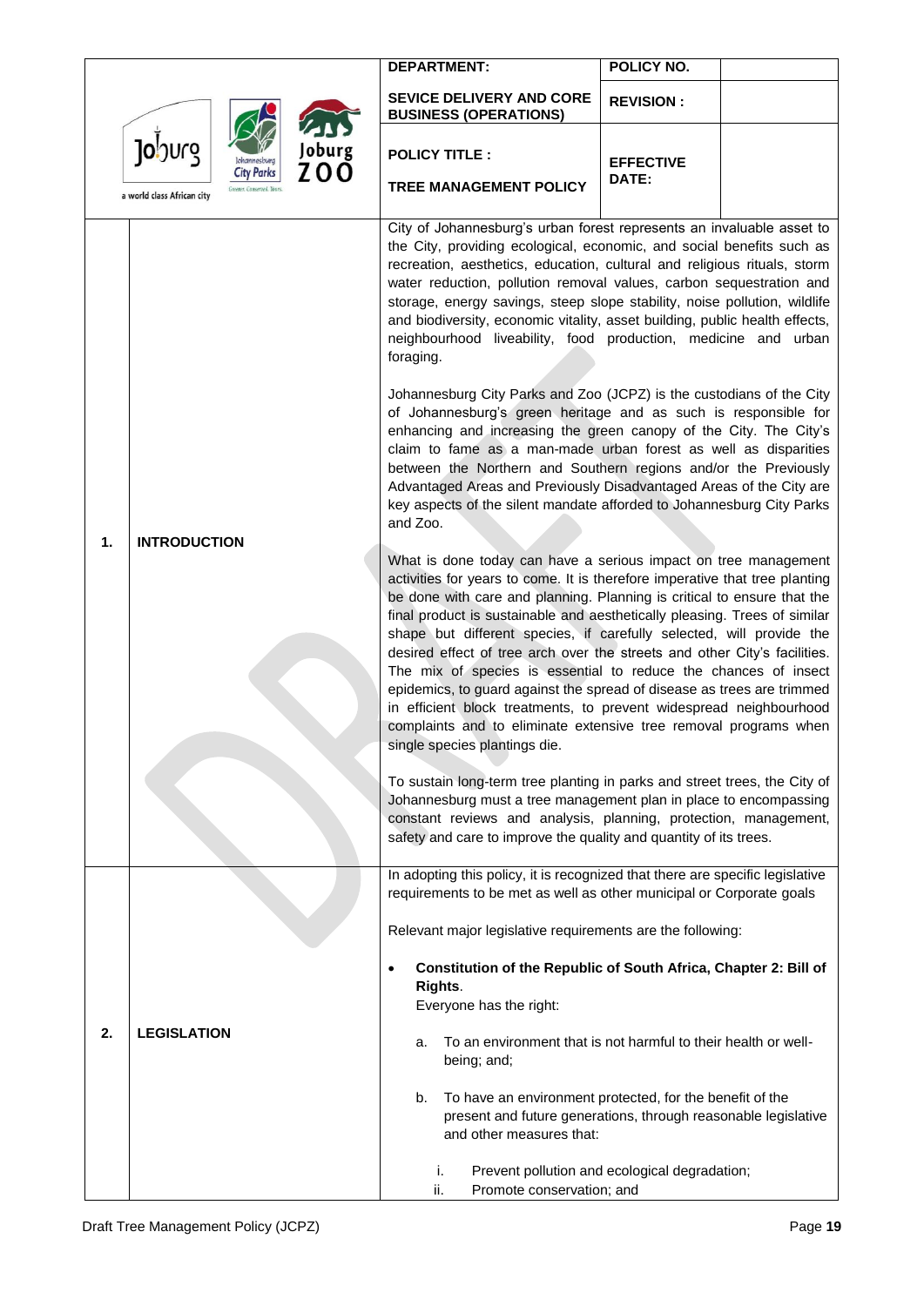| DEPARTMENT: | POLICY NO. | |
|---|---|---|
| SEVICE DELIVERY AND CORE BUSINESS (OPERATIONS) | REVISION : | |
| POLICY TITLE : TREE MANAGEMENT POLICY | EFFECTIVE DATE: | |

## 1. INTRODUCTION

City of Johannesburg's urban forest represents an invaluable asset to the City, providing ecological, economic, and social benefits such as recreation, aesthetics, education, cultural and religious rituals, storm water reduction, pollution removal values, carbon sequestration and storage, energy savings, steep slope stability, noise pollution, wildlife and biodiversity, economic vitality, asset building, public health effects, neighbourhood liveability, food production, medicine and urban foraging.

Johannesburg City Parks and Zoo (JCPZ) is the custodians of the City of Johannesburg's green heritage and as such is responsible for enhancing and increasing the green canopy of the City. The City's claim to fame as a man-made urban forest as well as disparities between the Northern and Southern regions and/or the Previously Advantaged Areas and Previously Disadvantaged Areas of the City are key aspects of the silent mandate afforded to Johannesburg City Parks and Zoo.

What is done today can have a serious impact on tree management activities for years to come. It is therefore imperative that tree planting be done with care and planning. Planning is critical to ensure that the final product is sustainable and aesthetically pleasing. Trees of similar shape but different species, if carefully selected, will provide the desired effect of tree arch over the streets and other City's facilities. The mix of species is essential to reduce the chances of insect epidemics, to guard against the spread of disease as trees are trimmed in efficient block treatments, to prevent widespread neighbourhood complaints and to eliminate extensive tree removal programs when single species plantings die.

To sustain long-term tree planting in parks and street trees, the City of Johannesburg must a tree management plan in place to encompassing constant reviews and analysis, planning, protection, management, safety and care to improve the quality and quantity of its trees.

## 2. LEGISLATION

In adopting this policy, it is recognized that there are specific legislative requirements to be met as well as other municipal or Corporate goals

Relevant major legislative requirements are the following:

- **Constitution of the Republic of South Africa, Chapter 2: Bill of Rights**.
  Everyone has the right:

  a. To an environment that is not harmful to their health or well-being; and;

  b. To have an environment protected, for the benefit of the present and future generations, through reasonable legislative and other measures that:

     i. Prevent pollution and ecological degradation;
     ii. Promote conservation; and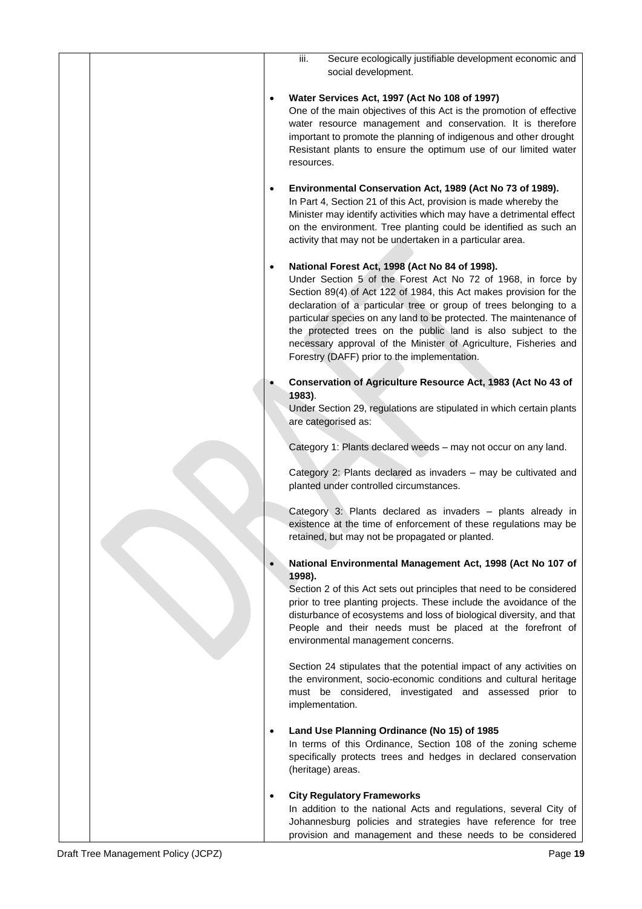iii. Secure ecologically justifiable development economic and social development.

- **Water Services Act, 1997 (Act No 108 of 1997)**
  One of the main objectives of this Act is the promotion of effective water resource management and conservation. It is therefore important to promote the planning of indigenous and other drought Resistant plants to ensure the optimum use of our limited water resources.

- **Environmental Conservation Act, 1989 (Act No 73 of 1989).**
  In Part 4, Section 21 of this Act, provision is made whereby the Minister may identify activities which may have a detrimental effect on the environment. Tree planting could be identified as such an activity that may not be undertaken in a particular area.

- **National Forest Act, 1998 (Act No 84 of 1998).**
  Under Section 5 of the Forest Act No 72 of 1968, in force by Section 89(4) of Act 122 of 1984, this Act makes provision for the declaration of a particular tree or group of trees belonging to a particular species on any land to be protected. The maintenance of the protected trees on the public land is also subject to the necessary approval of the Minister of Agriculture, Fisheries and Forestry (DAFF) prior to the implementation.

- **Conservation of Agriculture Resource Act, 1983 (Act No 43 of 1983)**.
  Under Section 29, regulations are stipulated in which certain plants are categorised as:

  Category 1: Plants declared weeds – may not occur on any land.

  Category 2: Plants declared as invaders – may be cultivated and planted under controlled circumstances.

  Category 3: Plants declared as invaders – plants already in existence at the time of enforcement of these regulations may be retained, but may not be propagated or planted.

- **National Environmental Management Act, 1998 (Act No 107 of 1998).**
  Section 2 of this Act sets out principles that need to be considered prior to tree planting projects. These include the avoidance of the disturbance of ecosystems and loss of biological diversity, and that People and their needs must be placed at the forefront of environmental management concerns.

  Section 24 stipulates that the potential impact of any activities on the environment, socio-economic conditions and cultural heritage must be considered, investigated and assessed prior to implementation.

- **Land Use Planning Ordinance (No 15) of 1985**
  In terms of this Ordinance, Section 108 of the zoning scheme specifically protects trees and hedges in declared conservation (heritage) areas.

- **City Regulatory Frameworks**
  In addition to the national Acts and regulations, several City of Johannesburg policies and strategies have reference for tree provision and management and these needs to be considered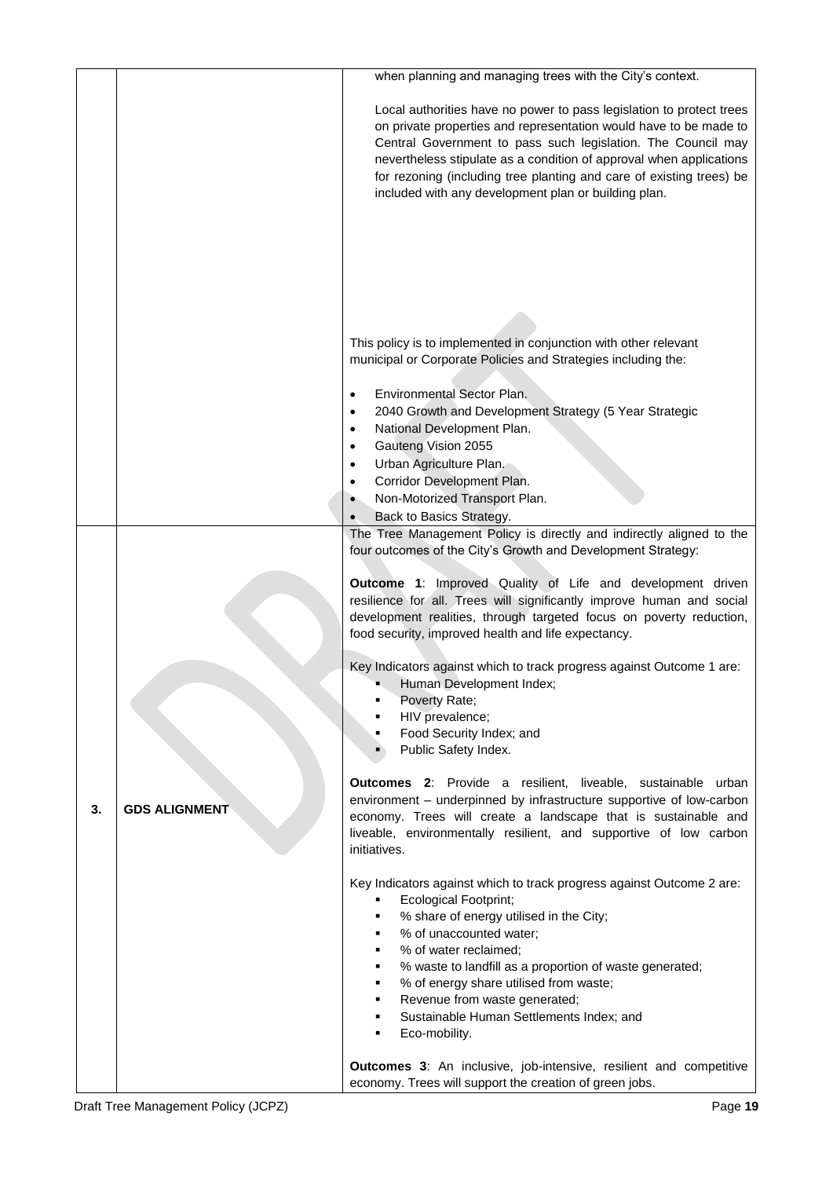| | | |
|---|---|---|
| | | when planning and managing trees with the City's context.<br><br>Local authorities have no power to pass legislation to protect trees on private properties and representation would have to be made to Central Government to pass such legislation. The Council may nevertheless stipulate as a condition of approval when applications for rezoning (including tree planting and care of existing trees) be included with any development plan or building plan.<br><br>This policy is to implemented in conjunction with other relevant municipal or Corporate Policies and Strategies including the:<br><br>• Environmental Sector Plan.<br>• 2040 Growth and Development Strategy (5 Year Strategic<br>• National Development Plan.<br>• Gauteng Vision 2055<br>• Urban Agriculture Plan.<br>• Corridor Development Plan.<br>• Non-Motorized Transport Plan.<br>• Back to Basics Strategy. |
| 3. | GDS ALIGNMENT | The Tree Management Policy is directly and indirectly aligned to the four outcomes of the City's Growth and Development Strategy:<br><br>**Outcome 1**: Improved Quality of Life and development driven resilience for all. Trees will significantly improve human and social development realities, through targeted focus on poverty reduction, food security, improved health and life expectancy.<br><br>Key Indicators against which to track progress against Outcome 1 are:<br>▪ Human Development Index;<br>▪ Poverty Rate;<br>▪ HIV prevalence;<br>▪ Food Security Index; and<br>▪ Public Safety Index.<br><br>**Outcomes 2**: Provide a resilient, liveable, sustainable urban environment – underpinned by infrastructure supportive of low-carbon economy. Trees will create a landscape that is sustainable and liveable, environmentally resilient, and supportive of low carbon initiatives.<br><br>Key Indicators against which to track progress against Outcome 2 are:<br>▪ Ecological Footprint;<br>▪ % share of energy utilised in the City;<br>▪ % of unaccounted water;<br>▪ % of water reclaimed;<br>▪ % waste to landfill as a proportion of waste generated;<br>▪ % of energy share utilised from waste;<br>▪ Revenue from waste generated;<br>▪ Sustainable Human Settlements Index; and<br>▪ Eco-mobility.<br><br>**Outcomes 3**: An inclusive, job-intensive, resilient and competitive economy. Trees will support the creation of green jobs. |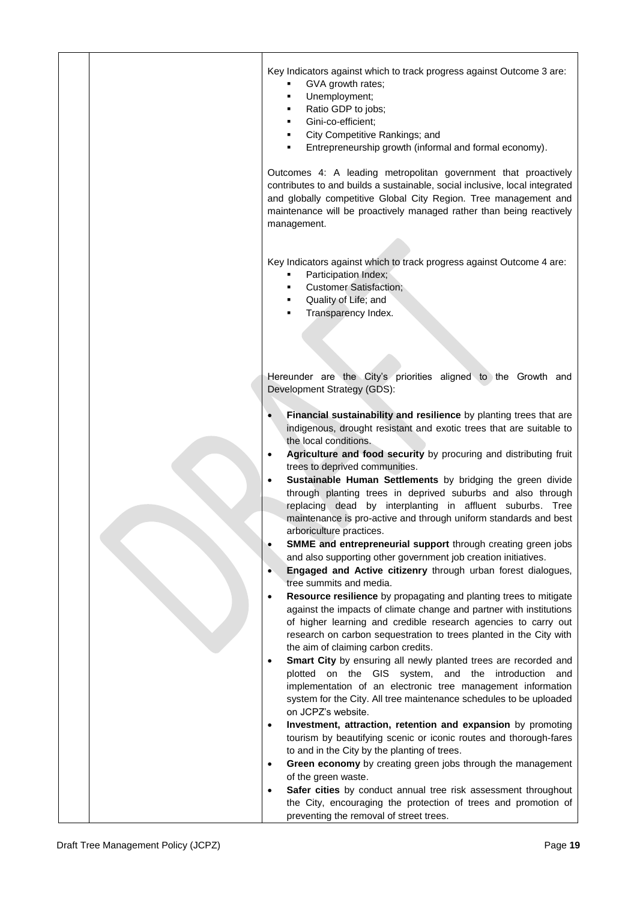| | | Key Indicators against which to track progress against Outcome 3 are:<br>▪ GVA growth rates;<br>▪ Unemployment;<br>▪ Ratio GDP to jobs;<br>▪ Gini-co-efficient;<br>▪ City Competitive Rankings; and<br>▪ Entrepreneurship growth (informal and formal economy).<br><br>Outcomes 4: A leading metropolitan government that proactively contributes to and builds a sustainable, social inclusive, local integrated and globally competitive Global City Region. Tree management and maintenance will be proactively managed rather than being reactively management.<br><br>Key Indicators against which to track progress against Outcome 4 are:<br>▪ Participation Index;<br>▪ Customer Satisfaction;<br>▪ Quality of Life; and<br>▪ Transparency Index.<br><br>Hereunder are the City's priorities aligned to the Growth and Development Strategy (GDS):<br><br>• **Financial sustainability and resilience** by planting trees that are indigenous, drought resistant and exotic trees that are suitable to the local conditions.<br>• **Agriculture and food security** by procuring and distributing fruit trees to deprived communities.<br>• **Sustainable Human Settlements** by bridging the green divide through planting trees in deprived suburbs and also through replacing dead by interplanting in affluent suburbs. Tree maintenance is pro-active and through uniform standards and best arboriculture practices.<br>• **SMME and entrepreneurial support** through creating green jobs and also supporting other government job creation initiatives.<br>• **Engaged and Active citizenry** through urban forest dialogues, tree summits and media.<br>• **Resource resilience** by propagating and planting trees to mitigate against the impacts of climate change and partner with institutions of higher learning and credible research agencies to carry out research on carbon sequestration to trees planted in the City with the aim of claiming carbon credits.<br>• **Smart City** by ensuring all newly planted trees are recorded and plotted on the GIS system, and the introduction and implementation of an electronic tree management information system for the City. All tree maintenance schedules to be uploaded on JCPZ's website.<br>• **Investment, attraction, retention and expansion** by promoting tourism by beautifying scenic or iconic routes and thorough-fares to and in the City by the planting of trees.<br>• **Green economy** by creating green jobs through the management of the green waste.<br>• **Safer cities** by conduct annual tree risk assessment throughout the City, encouraging the protection of trees and promotion of preventing the removal of street trees. |
|---|---|---|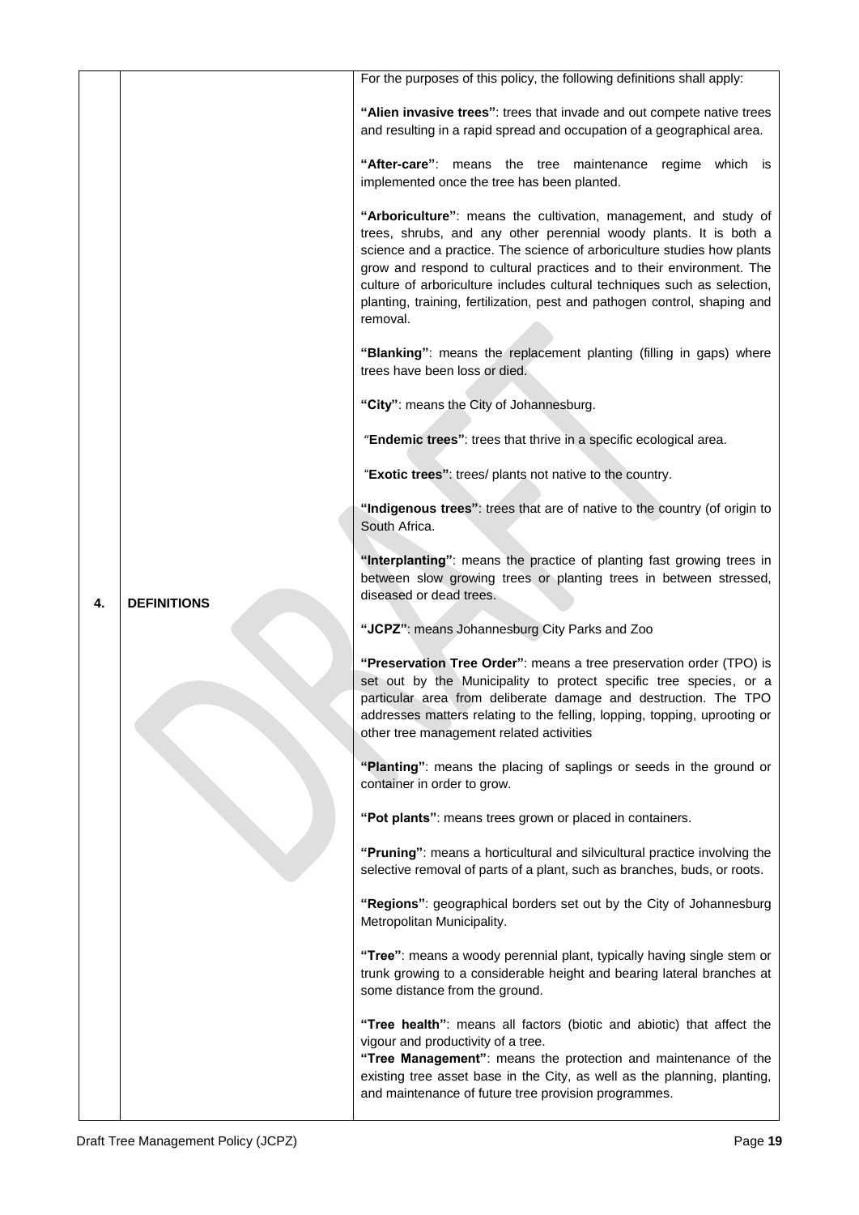| | | |
|---|---|---|
| **4.** | **DEFINITIONS** | For the purposes of this policy, the following definitions shall apply:<br><br>**"Alien invasive trees"**: trees that invade and out compete native trees and resulting in a rapid spread and occupation of a geographical area.<br><br>**"After-care"**: means the tree maintenance regime which is implemented once the tree has been planted.<br><br>**"Arboriculture"**: means the cultivation, management, and study of trees, shrubs, and any other perennial woody plants. It is both a science and a practice. The science of arboriculture studies how plants grow and respond to cultural practices and to their environment. The culture of arboriculture includes cultural techniques such as selection, planting, training, fertilization, pest and pathogen control, shaping and removal.<br><br>**"Blanking"**: means the replacement planting (filling in gaps) where trees have been loss or died.<br><br>**"City"**: means the City of Johannesburg.<br><br>"**Endemic trees"**: trees that thrive in a specific ecological area.<br><br>"**Exotic trees"**: trees/ plants not native to the country.<br><br>**"Indigenous trees"**: trees that are of native to the country (of origin to South Africa.<br><br>**"Interplanting"**: means the practice of planting fast growing trees in between slow growing trees or planting trees in between stressed, diseased or dead trees.<br><br>**"JCPZ"**: means Johannesburg City Parks and Zoo<br><br>**"Preservation Tree Order"**: means a tree preservation order (TPO) is set out by the Municipality to protect specific tree species, or a particular area from deliberate damage and destruction. The TPO addresses matters relating to the felling, lopping, topping, uprooting or other tree management related activities<br><br>**"Planting"**: means the placing of saplings or seeds in the ground or container in order to grow.<br><br>**"Pot plants"**: means trees grown or placed in containers.<br><br>**"Pruning"**: means a horticultural and silvicultural practice involving the selective removal of parts of a plant, such as branches, buds, or roots.<br><br>**"Regions"**: geographical borders set out by the City of Johannesburg Metropolitan Municipality.<br><br>**"Tree"**: means a woody perennial plant, typically having single stem or trunk growing to a considerable height and bearing lateral branches at some distance from the ground.<br><br>**"Tree health"**: means all factors (biotic and abiotic) that affect the vigour and productivity of a tree.<br>**"Tree Management"**: means the protection and maintenance of the existing tree asset base in the City, as well as the planning, planting, and maintenance of future tree provision programmes. |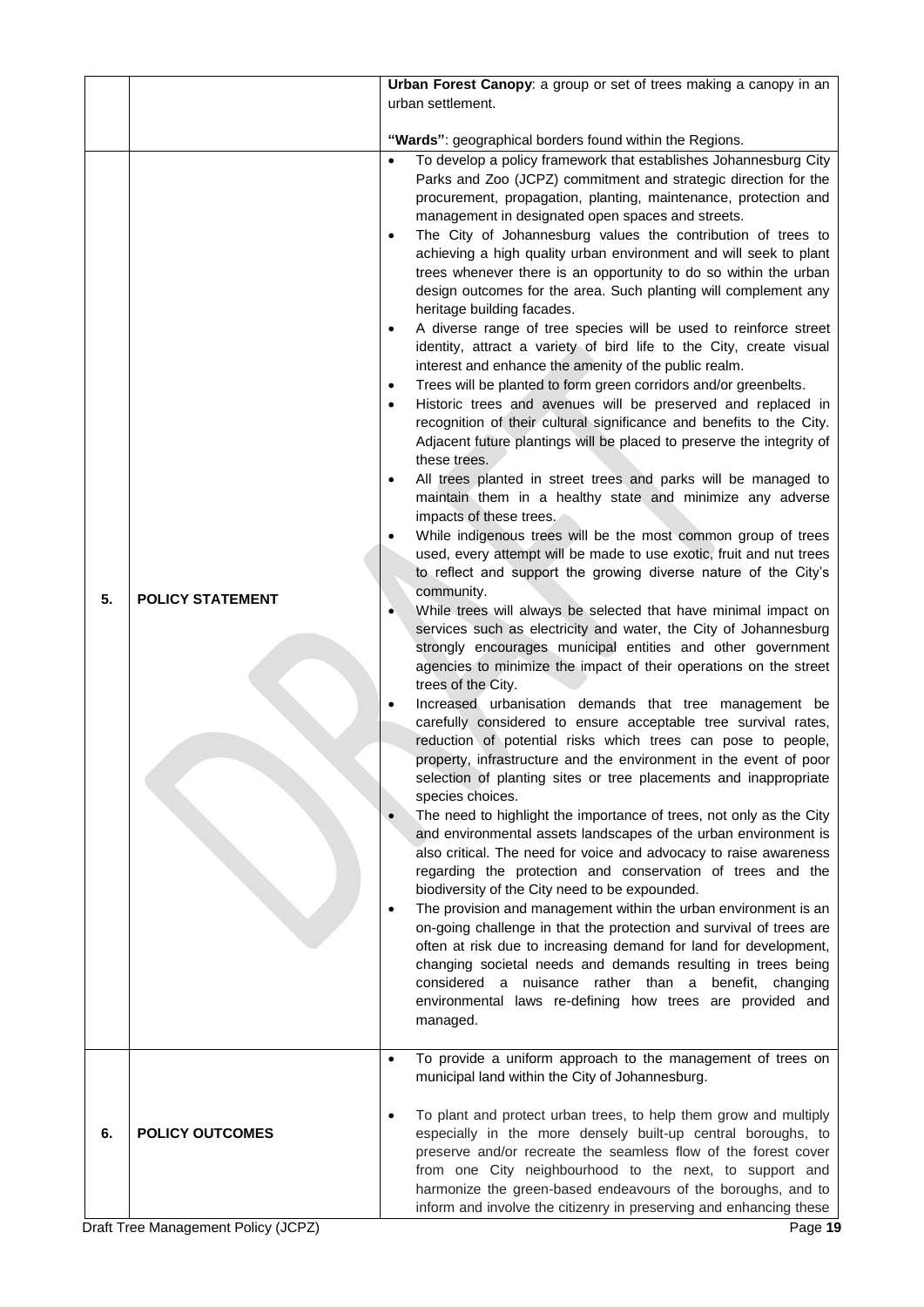| | | |
|---|---|---|
| | | **Urban Forest Canopy**: a group or set of trees making a canopy in an urban settlement.<br><br>**"Wards"**: geographical borders found within the Regions. |
| 5. | **POLICY STATEMENT** | • To develop a policy framework that establishes Johannesburg City Parks and Zoo (JCPZ) commitment and strategic direction for the procurement, propagation, planting, maintenance, protection and management in designated open spaces and streets.<br>• The City of Johannesburg values the contribution of trees to achieving a high quality urban environment and will seek to plant trees whenever there is an opportunity to do so within the urban design outcomes for the area. Such planting will complement any heritage building facades.<br>• A diverse range of tree species will be used to reinforce street identity, attract a variety of bird life to the City, create visual interest and enhance the amenity of the public realm.<br>• Trees will be planted to form green corridors and/or greenbelts.<br>• Historic trees and avenues will be preserved and replaced in recognition of their cultural significance and benefits to the City. Adjacent future plantings will be placed to preserve the integrity of these trees.<br>• All trees planted in street trees and parks will be managed to maintain them in a healthy state and minimize any adverse impacts of these trees.<br>• While indigenous trees will be the most common group of trees used, every attempt will be made to use exotic, fruit and nut trees to reflect and support the growing diverse nature of the City's community.<br>• While trees will always be selected that have minimal impact on services such as electricity and water, the City of Johannesburg strongly encourages municipal entities and other government agencies to minimize the impact of their operations on the street trees of the City.<br>• Increased urbanisation demands that tree management be carefully considered to ensure acceptable tree survival rates, reduction of potential risks which trees can pose to people, property, infrastructure and the environment in the event of poor selection of planting sites or tree placements and inappropriate species choices.<br>• The need to highlight the importance of trees, not only as the City and environmental assets landscapes of the urban environment is also critical. The need for voice and advocacy to raise awareness regarding the protection and conservation of trees and the biodiversity of the City need to be expounded.<br>• The provision and management within the urban environment is an on-going challenge in that the protection and survival of trees are often at risk due to increasing demand for land for development, changing societal needs and demands resulting in trees being considered a nuisance rather than a benefit, changing environmental laws re-defining how trees are provided and managed. |
| 6. | **POLICY OUTCOMES** | • To provide a uniform approach to the management of trees on municipal land within the City of Johannesburg.<br><br>• To plant and protect urban trees, to help them grow and multiply especially in the more densely built-up central boroughs, to preserve and/or recreate the seamless flow of the forest cover from one City neighbourhood to the next, to support and harmonize the green-based endeavours of the boroughs, and to inform and involve the citizenry in preserving and enhancing these |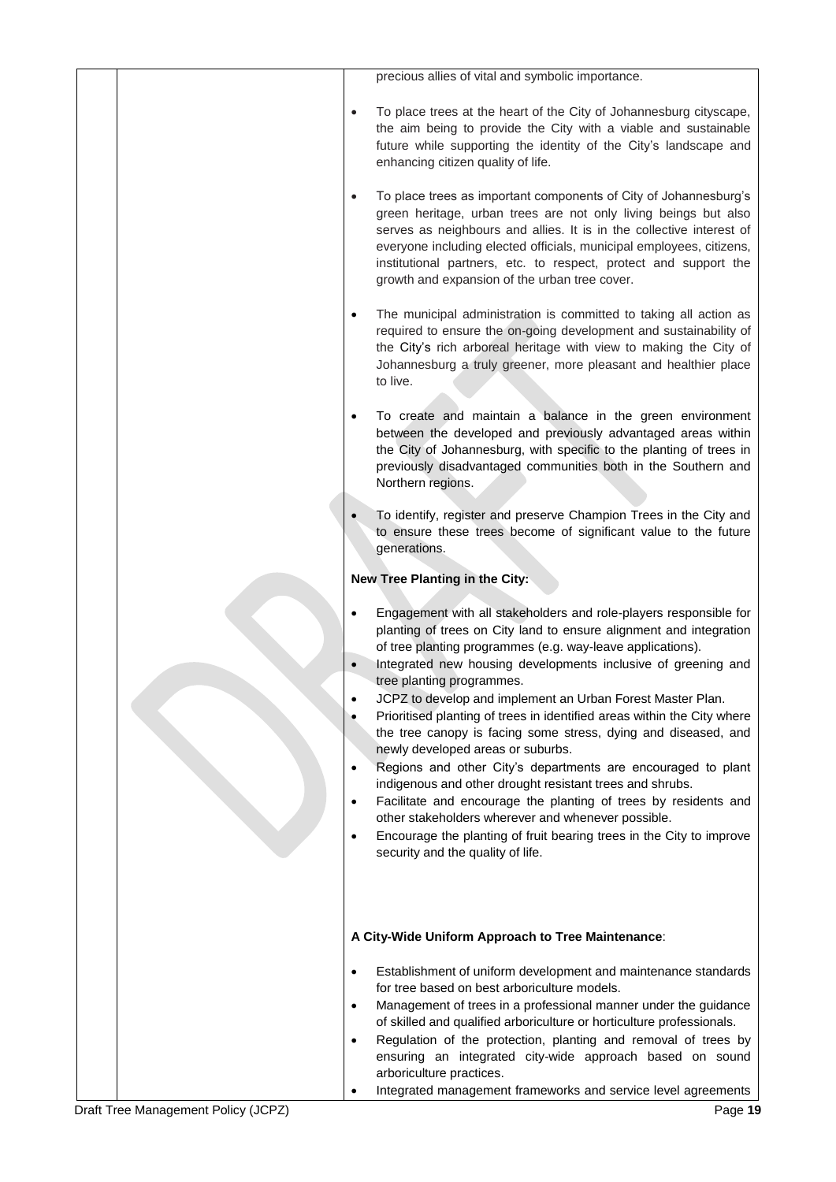precious allies of vital and symbolic importance.

- To place trees at the heart of the City of Johannesburg cityscape, the aim being to provide the City with a viable and sustainable future while supporting the identity of the City's landscape and enhancing citizen quality of life.

- To place trees as important components of City of Johannesburg's green heritage, urban trees are not only living beings but also serves as neighbours and allies. It is in the collective interest of everyone including elected officials, municipal employees, citizens, institutional partners, etc. to respect, protect and support the growth and expansion of the urban tree cover.

- The municipal administration is committed to taking all action as required to ensure the on-going development and sustainability of the City's rich arboreal heritage with view to making the City of Johannesburg a truly greener, more pleasant and healthier place to live.

- To create and maintain a balance in the green environment between the developed and previously advantaged areas within the City of Johannesburg, with specific to the planting of trees in previously disadvantaged communities both in the Southern and Northern regions.

- To identify, register and preserve Champion Trees in the City and to ensure these trees become of significant value to the future generations.

**New Tree Planting in the City:**

- Engagement with all stakeholders and role-players responsible for planting of trees on City land to ensure alignment and integration of tree planting programmes (e.g. way-leave applications).
- Integrated new housing developments inclusive of greening and tree planting programmes.
- JCPZ to develop and implement an Urban Forest Master Plan.
- Prioritised planting of trees in identified areas within the City where the tree canopy is facing some stress, dying and diseased, and newly developed areas or suburbs.
- Regions and other City's departments are encouraged to plant indigenous and other drought resistant trees and shrubs.
- Facilitate and encourage the planting of trees by residents and other stakeholders wherever and whenever possible.
- Encourage the planting of fruit bearing trees in the City to improve security and the quality of life.

**A City-Wide Uniform Approach to Tree Maintenance**:

- Establishment of uniform development and maintenance standards for tree based on best arboriculture models.
- Management of trees in a professional manner under the guidance of skilled and qualified arboriculture or horticulture professionals.
- Regulation of the protection, planting and removal of trees by ensuring an integrated city-wide approach based on sound arboriculture practices.
- Integrated management frameworks and service level agreements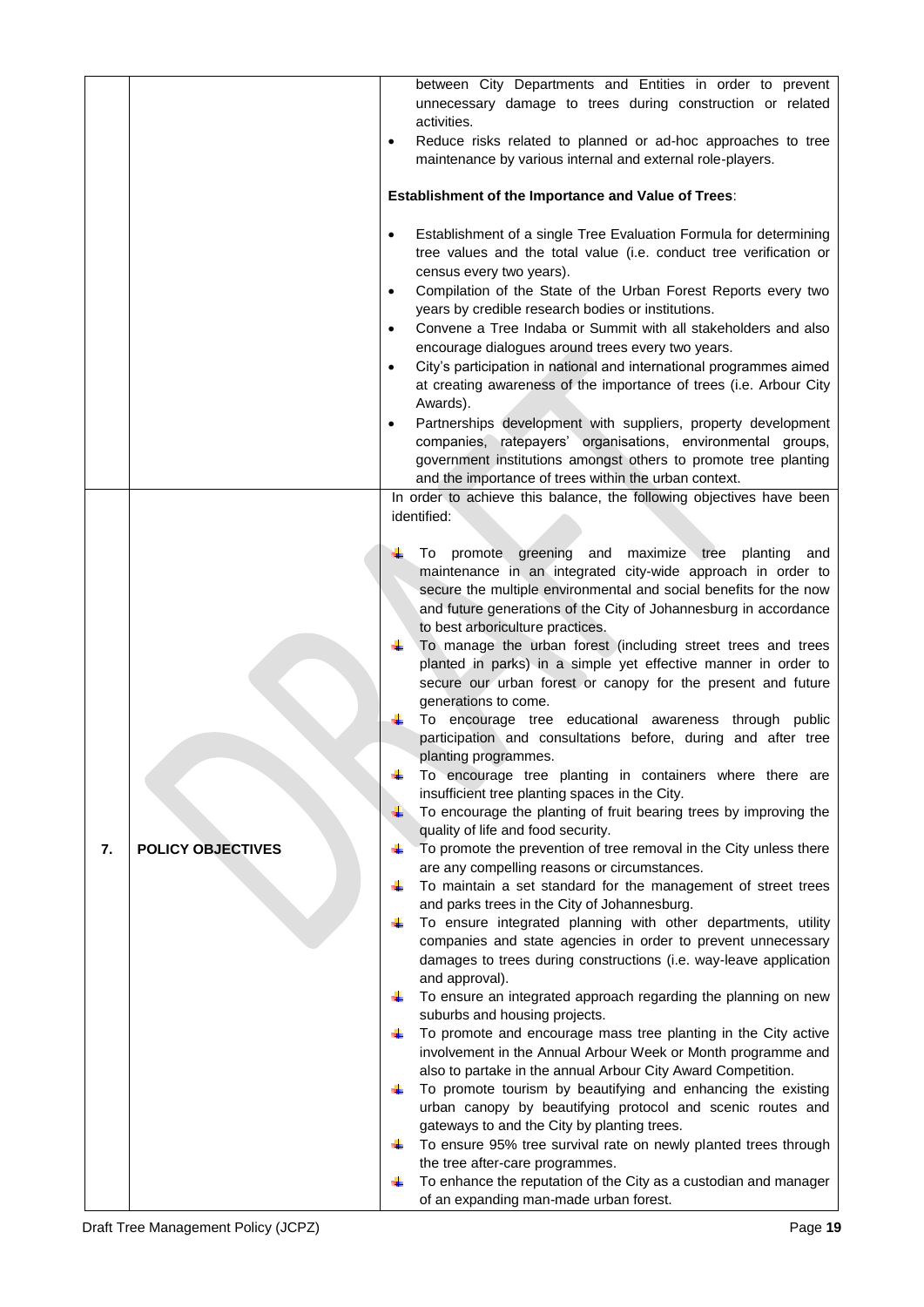| | | |
|---|---|---|
| | | between City Departments and Entities in order to prevent unnecessary damage to trees during construction or related activities.<br>• Reduce risks related to planned or ad-hoc approaches to tree maintenance by various internal and external role-players.<br><br>**Establishment of the Importance and Value of Trees**:<br><br>• Establishment of a single Tree Evaluation Formula for determining tree values and the total value (i.e. conduct tree verification or census every two years).<br>• Compilation of the State of the Urban Forest Reports every two years by credible research bodies or institutions.<br>• Convene a Tree Indaba or Summit with all stakeholders and also encourage dialogues around trees every two years.<br>• City's participation in national and international programmes aimed at creating awareness of the importance of trees (i.e. Arbour City Awards).<br>• Partnerships development with suppliers, property development companies, ratepayers' organisations, environmental groups, government institutions amongst others to promote tree planting and the importance of trees within the urban context. |
| **7.** | **POLICY OBJECTIVES** | In order to achieve this balance, the following objectives have been identified:<br><br>• To promote greening and maximize tree planting and maintenance in an integrated city-wide approach in order to secure the multiple environmental and social benefits for the now and future generations of the City of Johannesburg in accordance to best arboriculture practices.<br>• To manage the urban forest (including street trees and trees planted in parks) in a simple yet effective manner in order to secure our urban forest or canopy for the present and future generations to come.<br>• To encourage tree educational awareness through public participation and consultations before, during and after tree planting programmes.<br>• To encourage tree planting in containers where there are insufficient tree planting spaces in the City.<br>• To encourage the planting of fruit bearing trees by improving the quality of life and food security.<br>• To promote the prevention of tree removal in the City unless there are any compelling reasons or circumstances.<br>• To maintain a set standard for the management of street trees and parks trees in the City of Johannesburg.<br>• To ensure integrated planning with other departments, utility companies and state agencies in order to prevent unnecessary damages to trees during constructions (i.e. way-leave application and approval).<br>• To ensure an integrated approach regarding the planning on new suburbs and housing projects.<br>• To promote and encourage mass tree planting in the City active involvement in the Annual Arbour Week or Month programme and also to partake in the annual Arbour City Award Competition.<br>• To promote tourism by beautifying and enhancing the existing urban canopy by beautifying protocol and scenic routes and gateways to and the City by planting trees.<br>• To ensure 95% tree survival rate on newly planted trees through the tree after-care programmes.<br>• To enhance the reputation of the City as a custodian and manager of an expanding man-made urban forest. |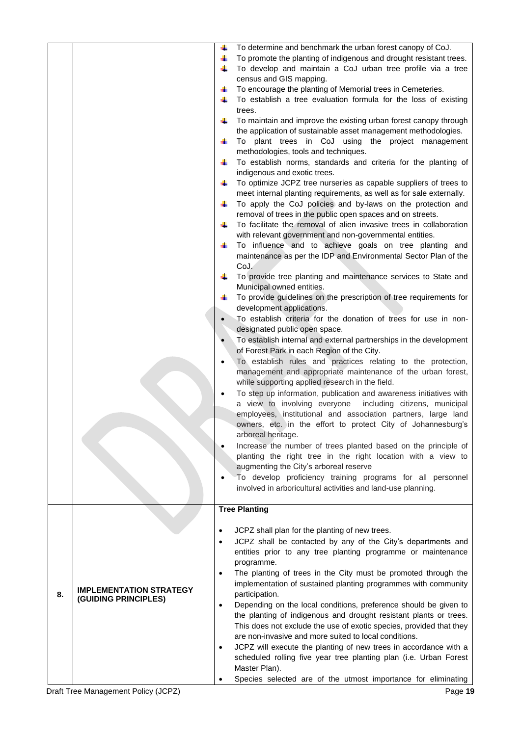| | | |
|---|---|---|
| | | - To determine and benchmark the urban forest canopy of CoJ.<br>- To promote the planting of indigenous and drought resistant trees.<br>- To develop and maintain a CoJ urban tree profile via a tree census and GIS mapping.<br>- To encourage the planting of Memorial trees in Cemeteries.<br>- To establish a tree evaluation formula for the loss of existing trees.<br>- To maintain and improve the existing urban forest canopy through the application of sustainable asset management methodologies.<br>- To plant trees in CoJ using the project management methodologies, tools and techniques.<br>- To establish norms, standards and criteria for the planting of indigenous and exotic trees.<br>- To optimize JCPZ tree nurseries as capable suppliers of trees to meet internal planting requirements, as well as for sale externally.<br>- To apply the CoJ policies and by-laws on the protection and removal of trees in the public open spaces and on streets.<br>- To facilitate the removal of alien invasive trees in collaboration with relevant government and non-governmental entities.<br>- To influence and to achieve goals on tree planting and maintenance as per the IDP and Environmental Sector Plan of the CoJ.<br>- To provide tree planting and maintenance services to State and Municipal owned entities.<br>- To provide guidelines on the prescription of tree requirements for development applications.<br>- To establish criteria for the donation of trees for use in non-designated public open space.<br>- To establish internal and external partnerships in the development of Forest Park in each Region of the City.<br>- To establish rules and practices relating to the protection, management and appropriate maintenance of the urban forest, while supporting applied research in the field.<br>- To step up information, publication and awareness initiatives with a view to involving everyone including citizens, municipal employees, institutional and association partners, large land owners, etc. in the effort to protect City of Johannesburg's arboreal heritage.<br>- Increase the number of trees planted based on the principle of planting the right tree in the right location with a view to augmenting the City's arboreal reserve<br>- To develop proficiency training programs for all personnel involved in arboricultural activities and land-use planning. |
| **8.** | **IMPLEMENTATION STRATEGY (GUIDING PRINCIPLES)** | **Tree Planting**<br><br>- JCPZ shall plan for the planting of new trees.<br>- JCPZ shall be contacted by any of the City's departments and entities prior to any tree planting programme or maintenance programme.<br>- The planting of trees in the City must be promoted through the implementation of sustained planting programmes with community participation.<br>- Depending on the local conditions, preference should be given to the planting of indigenous and drought resistant plants or trees. This does not exclude the use of exotic species, provided that they are non-invasive and more suited to local conditions.<br>- JCPZ will execute the planting of new trees in accordance with a scheduled rolling five year tree planting plan (i.e. Urban Forest Master Plan).<br>- Species selected are of the utmost importance for eliminating |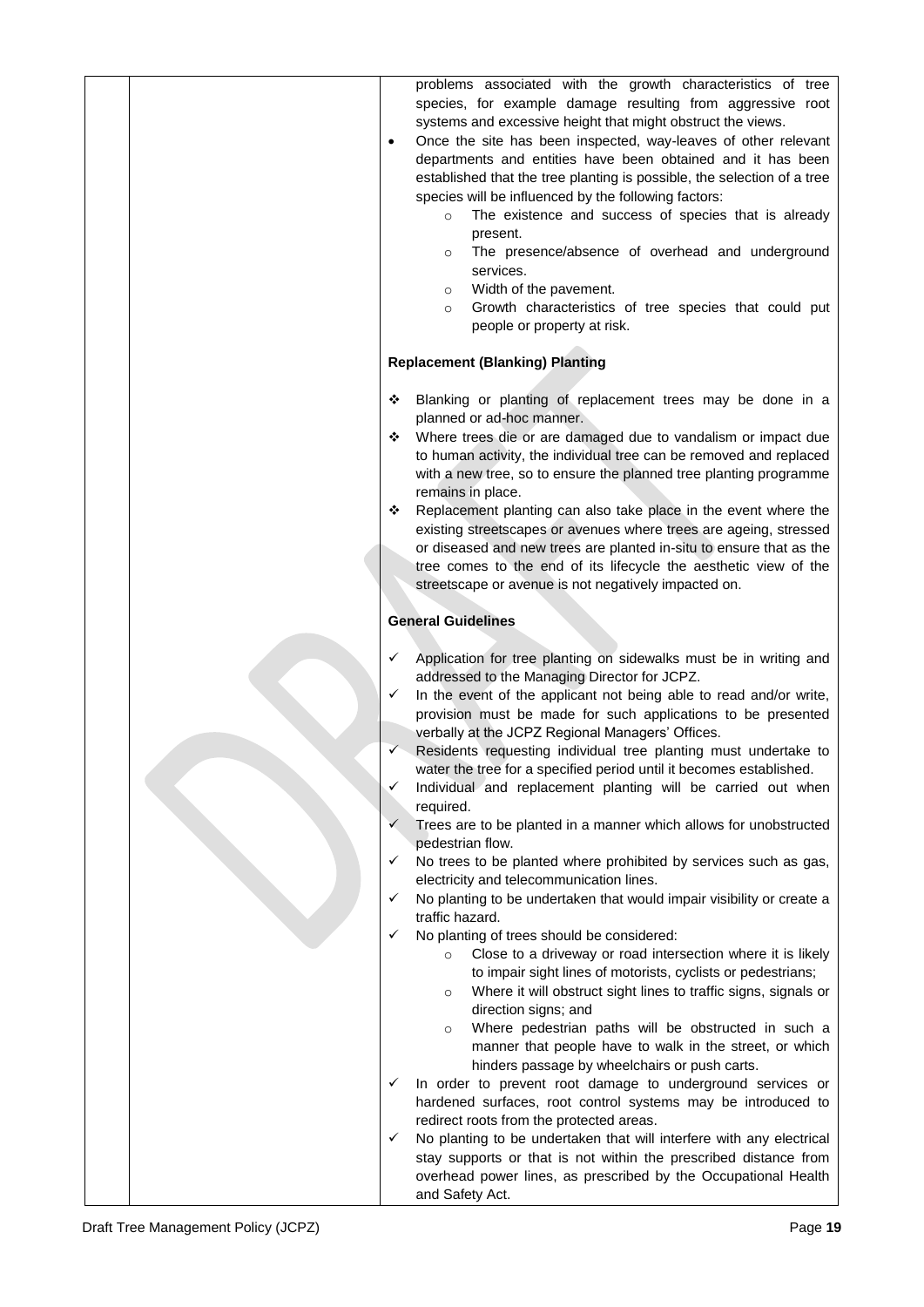problems associated with the growth characteristics of tree species, for example damage resulting from aggressive root systems and excessive height that might obstruct the views.

- Once the site has been inspected, way-leaves of other relevant departments and entities have been obtained and it has been established that the tree planting is possible, the selection of a tree species will be influenced by the following factors:
  - The existence and success of species that is already present.
  - The presence/absence of overhead and underground services.
  - Width of the pavement.
  - Growth characteristics of tree species that could put people or property at risk.

**Replacement (Blanking) Planting**

- Blanking or planting of replacement trees may be done in a planned or ad-hoc manner.
- Where trees die or are damaged due to vandalism or impact due to human activity, the individual tree can be removed and replaced with a new tree, so to ensure the planned tree planting programme remains in place.
- Replacement planting can also take place in the event where the existing streetscapes or avenues where trees are ageing, stressed or diseased and new trees are planted in-situ to ensure that as the tree comes to the end of its lifecycle the aesthetic view of the streetscape or avenue is not negatively impacted on.

**General Guidelines**

- ✓ Application for tree planting on sidewalks must be in writing and addressed to the Managing Director for JCPZ.
- ✓ In the event of the applicant not being able to read and/or write, provision must be made for such applications to be presented verbally at the JCPZ Regional Managers' Offices.
- ✓ Residents requesting individual tree planting must undertake to water the tree for a specified period until it becomes established.
- ✓ Individual and replacement planting will be carried out when required.
- ✓ Trees are to be planted in a manner which allows for unobstructed pedestrian flow.
- ✓ No trees to be planted where prohibited by services such as gas, electricity and telecommunication lines.
- ✓ No planting to be undertaken that would impair visibility or create a traffic hazard.
- ✓ No planting of trees should be considered:
  - Close to a driveway or road intersection where it is likely to impair sight lines of motorists, cyclists or pedestrians;
  - Where it will obstruct sight lines to traffic signs, signals or direction signs; and
  - Where pedestrian paths will be obstructed in such a manner that people have to walk in the street, or which hinders passage by wheelchairs or push carts.
- ✓ In order to prevent root damage to underground services or hardened surfaces, root control systems may be introduced to redirect roots from the protected areas.
- ✓ No planting to be undertaken that will interfere with any electrical stay supports or that is not within the prescribed distance from overhead power lines, as prescribed by the Occupational Health and Safety Act.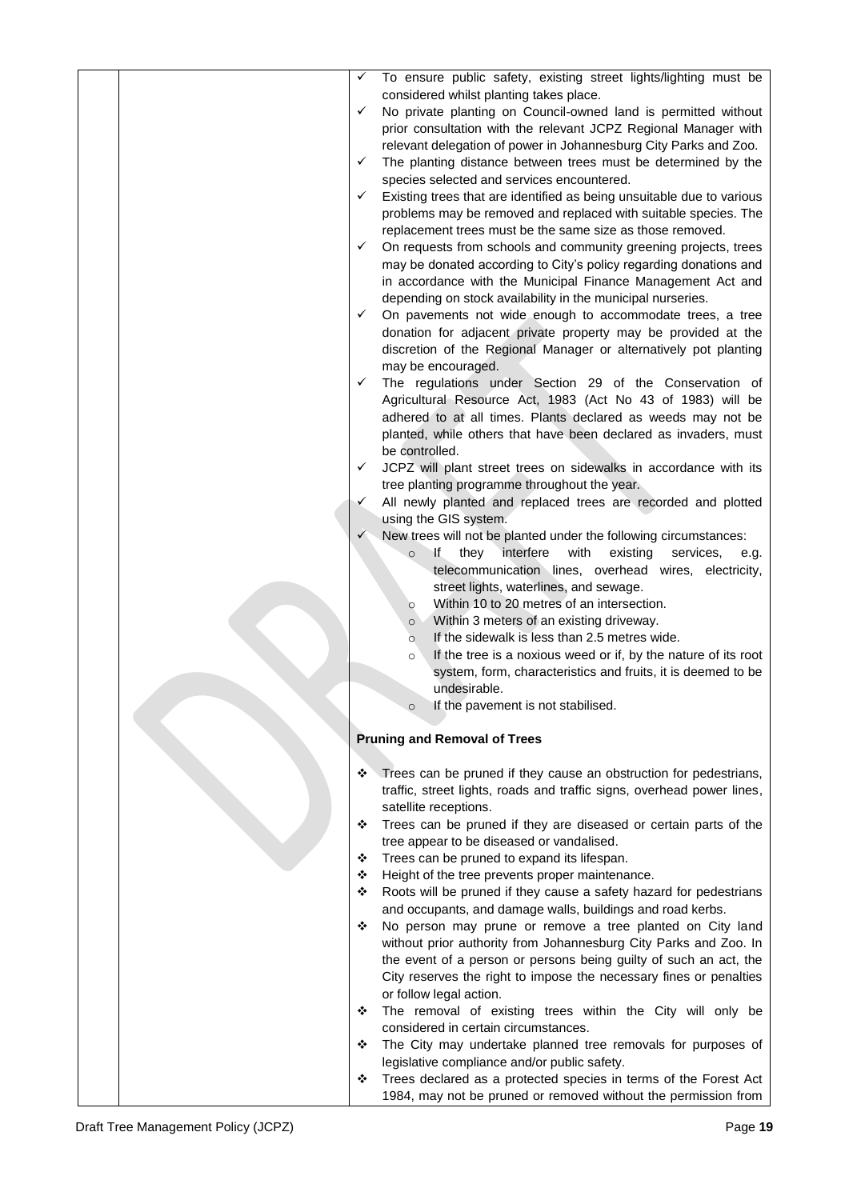- ✓ To ensure public safety, existing street lights/lighting must be considered whilst planting takes place.
- ✓ No private planting on Council-owned land is permitted without prior consultation with the relevant JCPZ Regional Manager with relevant delegation of power in Johannesburg City Parks and Zoo.
- ✓ The planting distance between trees must be determined by the species selected and services encountered.
- ✓ Existing trees that are identified as being unsuitable due to various problems may be removed and replaced with suitable species. The replacement trees must be the same size as those removed.
- ✓ On requests from schools and community greening projects, trees may be donated according to City's policy regarding donations and in accordance with the Municipal Finance Management Act and depending on stock availability in the municipal nurseries.
- ✓ On pavements not wide enough to accommodate trees, a tree donation for adjacent private property may be provided at the discretion of the Regional Manager or alternatively pot planting may be encouraged.
- ✓ The regulations under Section 29 of the Conservation of Agricultural Resource Act, 1983 (Act No 43 of 1983) will be adhered to at all times. Plants declared as weeds may not be planted, while others that have been declared as invaders, must be controlled.
- ✓ JCPZ will plant street trees on sidewalks in accordance with its tree planting programme throughout the year.
- ✓ All newly planted and replaced trees are recorded and plotted using the GIS system.
- ✓ New trees will not be planted under the following circumstances:
  - If they interfere with existing services, e.g. telecommunication lines, overhead wires, electricity, street lights, waterlines, and sewage.
  - Within 10 to 20 metres of an intersection.
  - Within 3 meters of an existing driveway.
  - If the sidewalk is less than 2.5 metres wide.
  - If the tree is a noxious weed or if, by the nature of its root system, form, characteristics and fruits, it is deemed to be undesirable.
  - If the pavement is not stabilised.

**Pruning and Removal of Trees**

- ❖ Trees can be pruned if they cause an obstruction for pedestrians, traffic, street lights, roads and traffic signs, overhead power lines, satellite receptions.
- ❖ Trees can be pruned if they are diseased or certain parts of the tree appear to be diseased or vandalised.
- ❖ Trees can be pruned to expand its lifespan.
- ❖ Height of the tree prevents proper maintenance.
- ❖ Roots will be pruned if they cause a safety hazard for pedestrians and occupants, and damage walls, buildings and road kerbs.
- ❖ No person may prune or remove a tree planted on City land without prior authority from Johannesburg City Parks and Zoo. In the event of a person or persons being guilty of such an act, the City reserves the right to impose the necessary fines or penalties or follow legal action.
- ❖ The removal of existing trees within the City will only be considered in certain circumstances.
- ❖ The City may undertake planned tree removals for purposes of legislative compliance and/or public safety.
- ❖ Trees declared as a protected species in terms of the Forest Act 1984, may not be pruned or removed without the permission from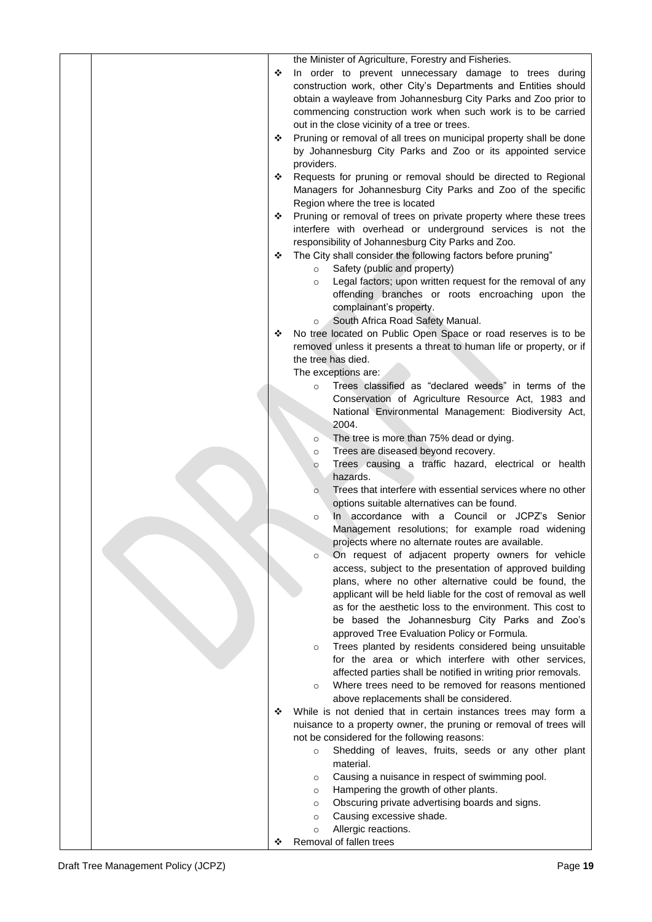the Minister of Agriculture, Forestry and Fisheries.

- In order to prevent unnecessary damage to trees during construction work, other City's Departments and Entities should obtain a wayleave from Johannesburg City Parks and Zoo prior to commencing construction work when such work is to be carried out in the close vicinity of a tree or trees.
- Pruning or removal of all trees on municipal property shall be done by Johannesburg City Parks and Zoo or its appointed service providers.
- Requests for pruning or removal should be directed to Regional Managers for Johannesburg City Parks and Zoo of the specific Region where the tree is located
- Pruning or removal of trees on private property where these trees interfere with overhead or underground services is not the responsibility of Johannesburg City Parks and Zoo.
- The City shall consider the following factors before pruning"
  - Safety (public and property)
  - Legal factors; upon written request for the removal of any offending branches or roots encroaching upon the complainant's property.
  - South Africa Road Safety Manual.
- No tree located on Public Open Space or road reserves is to be removed unless it presents a threat to human life or property, or if the tree has died.

  The exceptions are:
  - Trees classified as "declared weeds" in terms of the Conservation of Agriculture Resource Act, 1983 and National Environmental Management: Biodiversity Act, 2004.
  - The tree is more than 75% dead or dying.
  - Trees are diseased beyond recovery.
  - Trees causing a traffic hazard, electrical or health hazards.
  - Trees that interfere with essential services where no other options suitable alternatives can be found.
  - In accordance with a Council or JCPZ's Senior Management resolutions; for example road widening projects where no alternate routes are available.
  - On request of adjacent property owners for vehicle access, subject to the presentation of approved building plans, where no other alternative could be found, the applicant will be held liable for the cost of removal as well as for the aesthetic loss to the environment. This cost to be based the Johannesburg City Parks and Zoo's approved Tree Evaluation Policy or Formula.
  - Trees planted by residents considered being unsuitable for the area or which interfere with other services, affected parties shall be notified in writing prior removals.
  - Where trees need to be removed for reasons mentioned above replacements shall be considered.
- While is not denied that in certain instances trees may form a nuisance to a property owner, the pruning or removal of trees will not be considered for the following reasons:
  - Shedding of leaves, fruits, seeds or any other plant material.
  - Causing a nuisance in respect of swimming pool.
  - Hampering the growth of other plants.
  - Obscuring private advertising boards and signs.
  - Causing excessive shade.
  - Allergic reactions.
- Removal of fallen trees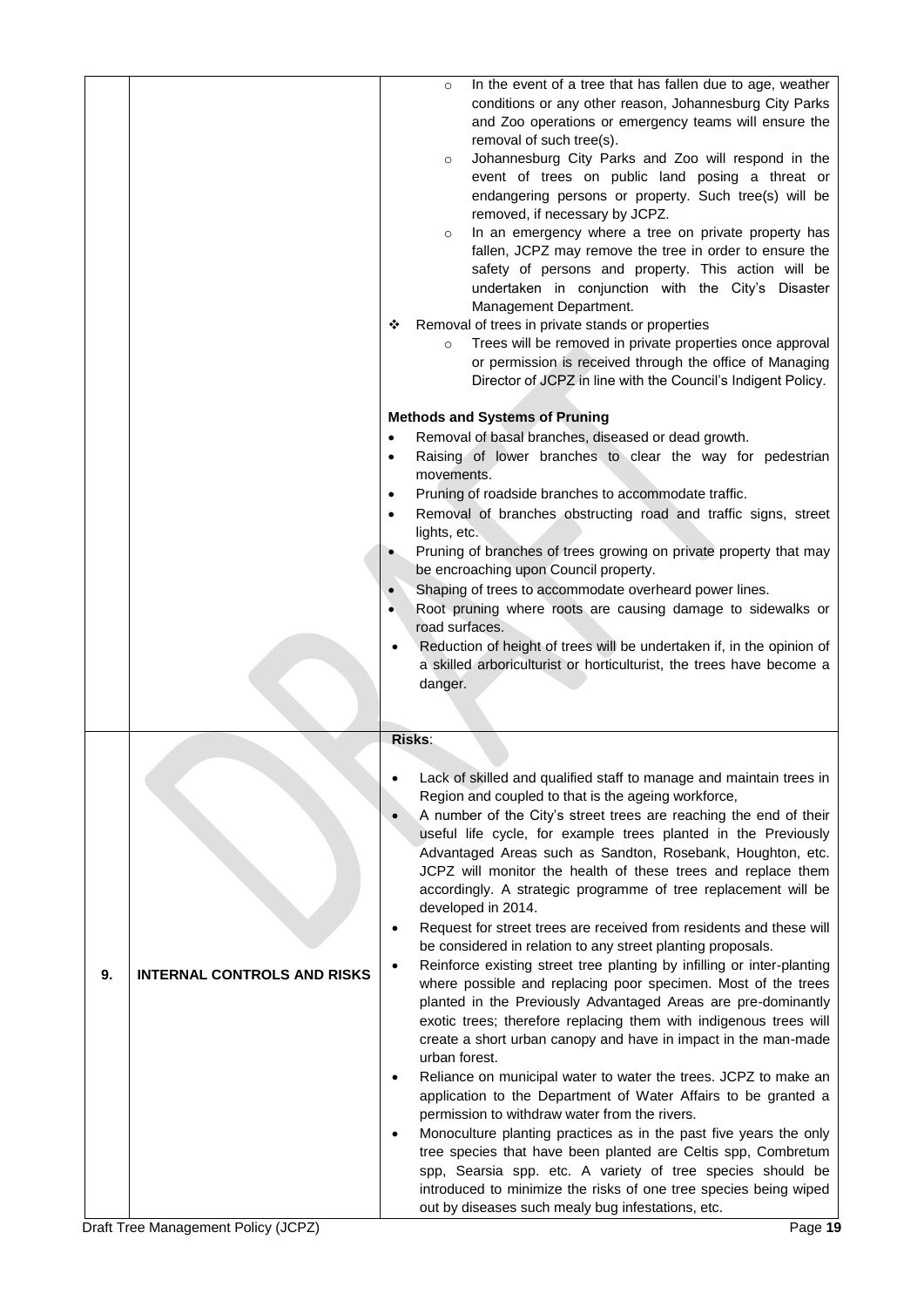| | | |
|---|---|---|
| | | o In the event of a tree that has fallen due to age, weather conditions or any other reason, Johannesburg City Parks and Zoo operations or emergency teams will ensure the removal of such tree(s).<br>o Johannesburg City Parks and Zoo will respond in the event of trees on public land posing a threat or endangering persons or property. Such tree(s) will be removed, if necessary by JCPZ.<br>o In an emergency where a tree on private property has fallen, JCPZ may remove the tree in order to ensure the safety of persons and property. This action will be undertaken in conjunction with the City's Disaster Management Department.<br>❖ Removal of trees in private stands or properties<br>o Trees will be removed in private properties once approval or permission is received through the office of Managing Director of JCPZ in line with the Council's Indigent Policy.<br><br>**Methods and Systems of Pruning**<br>• Removal of basal branches, diseased or dead growth.<br>• Raising of lower branches to clear the way for pedestrian movements.<br>• Pruning of roadside branches to accommodate traffic.<br>• Removal of branches obstructing road and traffic signs, street lights, etc.<br>• Pruning of branches of trees growing on private property that may be encroaching upon Council property.<br>• Shaping of trees to accommodate overheard power lines.<br>• Root pruning where roots are causing damage to sidewalks or road surfaces.<br>• Reduction of height of trees will be undertaken if, in the opinion of a skilled arboriculturist or horticulturist, the trees have become a danger. |
| 9. | **INTERNAL CONTROLS AND RISKS** | **Risks**:<br><br>• Lack of skilled and qualified staff to manage and maintain trees in Region and coupled to that is the ageing workforce,<br>• A number of the City's street trees are reaching the end of their useful life cycle, for example trees planted in the Previously Advantaged Areas such as Sandton, Rosebank, Houghton, etc. JCPZ will monitor the health of these trees and replace them accordingly. A strategic programme of tree replacement will be developed in 2014.<br>• Request for street trees are received from residents and these will be considered in relation to any street planting proposals.<br>• Reinforce existing street tree planting by infilling or inter-planting where possible and replacing poor specimen. Most of the trees planted in the Previously Advantaged Areas are pre-dominantly exotic trees; therefore replacing them with indigenous trees will create a short urban canopy and have in impact in the man-made urban forest.<br>• Reliance on municipal water to water the trees. JCPZ to make an application to the Department of Water Affairs to be granted a permission to withdraw water from the rivers.<br>• Monoculture planting practices as in the past five years the only tree species that have been planted are Celtis spp, Combretum spp, Searsia spp. etc. A variety of tree species should be introduced to minimize the risks of one tree species being wiped out by diseases such mealy bug infestations, etc. |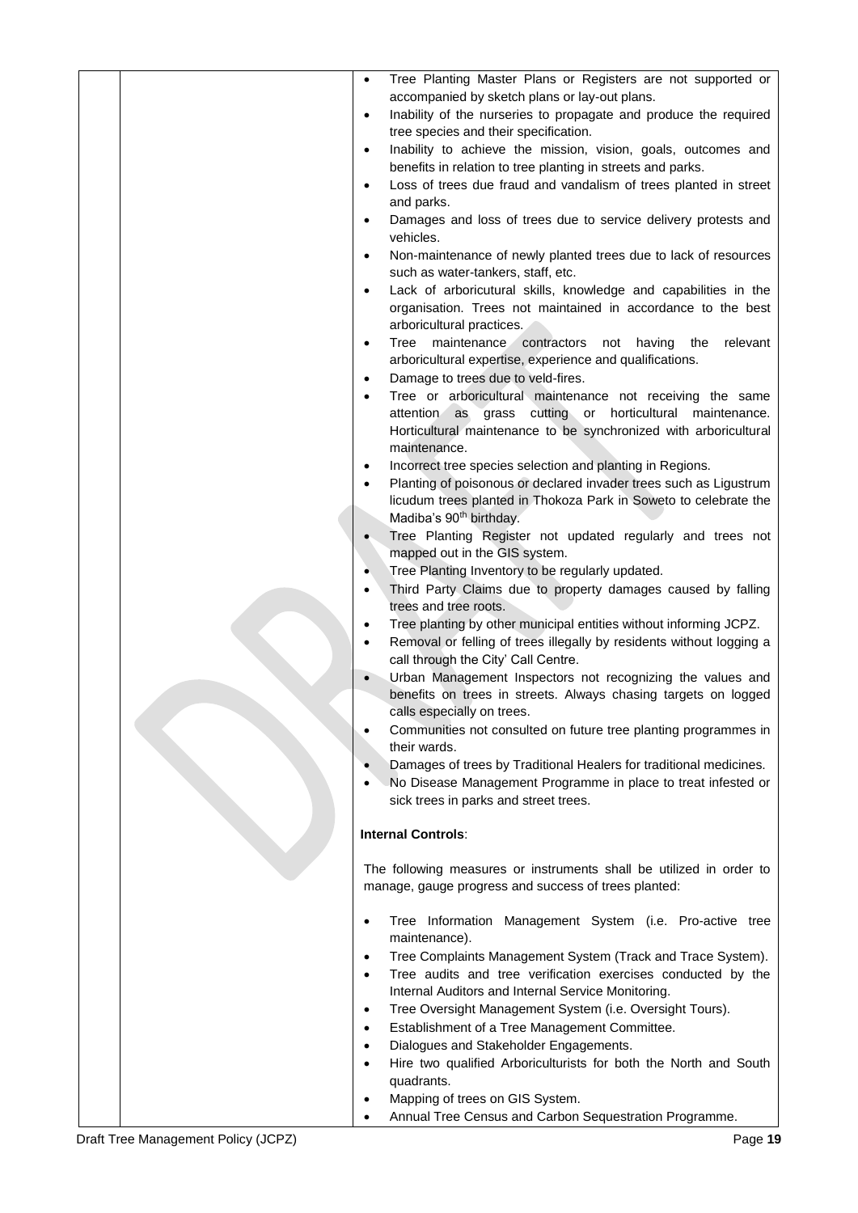| | | • Tree Planting Master Plans or Registers are not supported or accompanied by sketch plans or lay-out plans.<br>• Inability of the nurseries to propagate and produce the required tree species and their specification.<br>• Inability to achieve the mission, vision, goals, outcomes and benefits in relation to tree planting in streets and parks.<br>• Loss of trees due fraud and vandalism of trees planted in street and parks.<br>• Damages and loss of trees due to service delivery protests and vehicles.<br>• Non-maintenance of newly planted trees due to lack of resources such as water-tankers, staff, etc.<br>• Lack of arboricultural skills, knowledge and capabilities in the organisation. Trees not maintained in accordance to the best arboricultural practices.<br>• Tree maintenance contractors not having the relevant arboricultural expertise, experience and qualifications.<br>• Damage to trees due to veld-fires.<br>• Tree or arboricultural maintenance not receiving the same attention as grass cutting or horticultural maintenance. Horticultural maintenance to be synchronized with arboricultural maintenance.<br>• Incorrect tree species selection and planting in Regions.<br>• Planting of poisonous or declared invader trees such as Ligustrum licudum trees planted in Thokoza Park in Soweto to celebrate the Madiba's 90th birthday.<br>• Tree Planting Register not updated regularly and trees not mapped out in the GIS system.<br>• Tree Planting Inventory to be regularly updated.<br>• Third Party Claims due to property damages caused by falling trees and tree roots.<br>• Tree planting by other municipal entities without informing JCPZ.<br>• Removal or felling of trees illegally by residents without logging a call through the City' Call Centre.<br>• Urban Management Inspectors not recognizing the values and benefits on trees in streets. Always chasing targets on logged calls especially on trees.<br>• Communities not consulted on future tree planting programmes in their wards.<br>• Damages of trees by Traditional Healers for traditional medicines.<br>• No Disease Management Programme in place to treat infested or sick trees in parks and street trees.<br><br>**Internal Controls**:<br><br>The following measures or instruments shall be utilized in order to manage, gauge progress and success of trees planted:<br><br>• Tree Information Management System (i.e. Pro-active tree maintenance).<br>• Tree Complaints Management System (Track and Trace System).<br>• Tree audits and tree verification exercises conducted by the Internal Auditors and Internal Service Monitoring.<br>• Tree Oversight Management System (i.e. Oversight Tours).<br>• Establishment of a Tree Management Committee.<br>• Dialogues and Stakeholder Engagements.<br>• Hire two qualified Arboriculturists for both the North and South quadrants.<br>• Mapping of trees on GIS System.<br>• Annual Tree Census and Carbon Sequestration Programme. |
|---|---|---|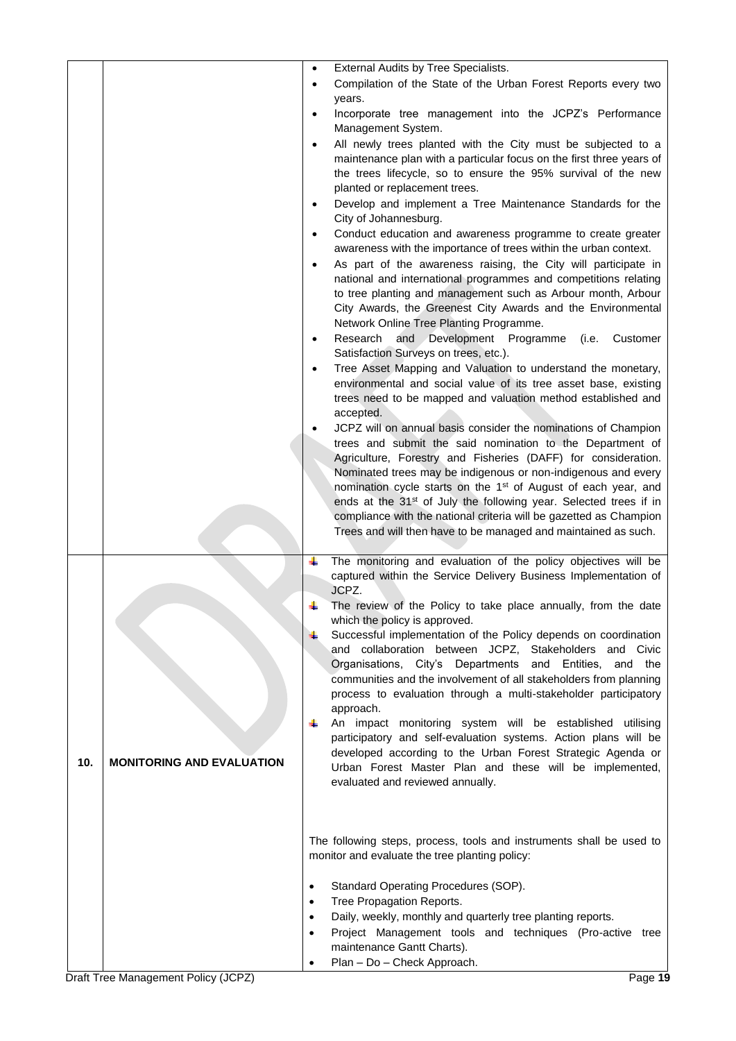| | | |
|---|---|---|
| | | • External Audits by Tree Specialists.<br>• Compilation of the State of the Urban Forest Reports every two years.<br>• Incorporate tree management into the JCPZ's Performance Management System.<br>• All newly trees planted with the City must be subjected to a maintenance plan with a particular focus on the first three years of the trees lifecycle, so to ensure the 95% survival of the new planted or replacement trees.<br>• Develop and implement a Tree Maintenance Standards for the City of Johannesburg.<br>• Conduct education and awareness programme to create greater awareness with the importance of trees within the urban context.<br>• As part of the awareness raising, the City will participate in national and international programmes and competitions relating to tree planting and management such as Arbour month, Arbour City Awards, the Greenest City Awards and the Environmental Network Online Tree Planting Programme.<br>• Research and Development Programme (i.e. Customer Satisfaction Surveys on trees, etc.).<br>• Tree Asset Mapping and Valuation to understand the monetary, environmental and social value of its tree asset base, existing trees need to be mapped and valuation method established and accepted.<br>• JCPZ will on annual basis consider the nominations of Champion trees and submit the said nomination to the Department of Agriculture, Forestry and Fisheries (DAFF) for consideration. Nominated trees may be indigenous or non-indigenous and every nomination cycle starts on the 1st of August of each year, and ends at the 31st of July the following year. Selected trees if in compliance with the national criteria will be gazetted as Champion Trees and will then have to be managed and maintained as such. |
| 10. | **MONITORING AND EVALUATION** | • The monitoring and evaluation of the policy objectives will be captured within the Service Delivery Business Implementation of JCPZ.<br>• The review of the Policy to take place annually, from the date which the policy is approved.<br>• Successful implementation of the Policy depends on coordination and collaboration between JCPZ, Stakeholders and Civic Organisations, City's Departments and Entities, and the communities and the involvement of all stakeholders from planning process to evaluation through a multi-stakeholder participatory approach.<br>• An impact monitoring system will be established utilising participatory and self-evaluation systems. Action plans will be developed according to the Urban Forest Strategic Agenda or Urban Forest Master Plan and these will be implemented, evaluated and reviewed annually.<br><br>The following steps, process, tools and instruments shall be used to monitor and evaluate the tree planting policy:<br><br>• Standard Operating Procedures (SOP).<br>• Tree Propagation Reports.<br>• Daily, weekly, monthly and quarterly tree planting reports.<br>• Project Management tools and techniques (Pro-active tree maintenance Gantt Charts).<br>• Plan – Do – Check Approach. |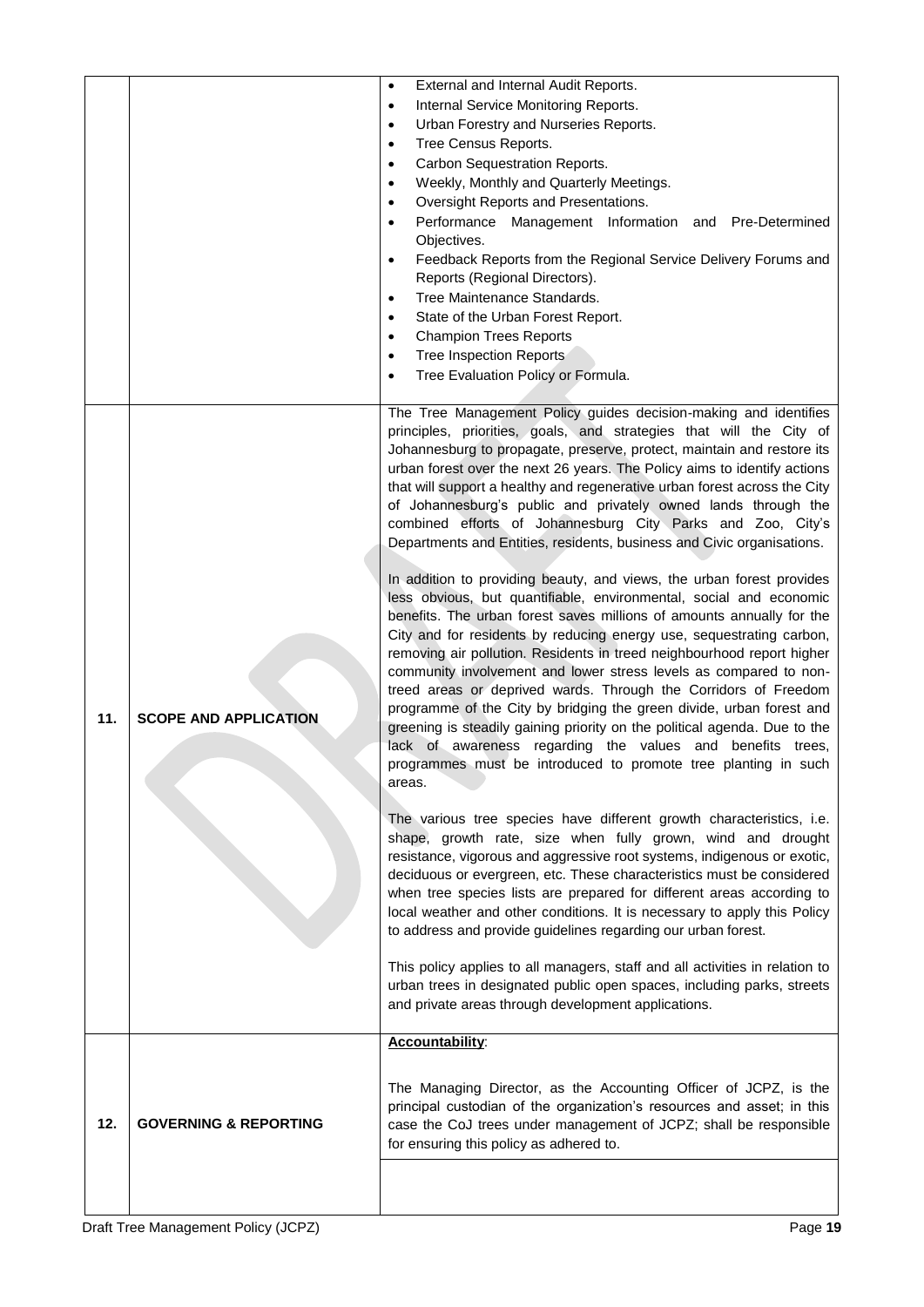| | | |
|---|---|---|
| | | • External and Internal Audit Reports.<br>• Internal Service Monitoring Reports.<br>• Urban Forestry and Nurseries Reports.<br>• Tree Census Reports.<br>• Carbon Sequestration Reports.<br>• Weekly, Monthly and Quarterly Meetings.<br>• Oversight Reports and Presentations.<br>• Performance Management Information and Pre-Determined Objectives.<br>• Feedback Reports from the Regional Service Delivery Forums and Reports (Regional Directors).<br>• Tree Maintenance Standards.<br>• State of the Urban Forest Report.<br>• Champion Trees Reports<br>• Tree Inspection Reports<br>• Tree Evaluation Policy or Formula. |
| **11.** | **SCOPE AND APPLICATION** | The Tree Management Policy guides decision-making and identifies principles, priorities, goals, and strategies that will the City of Johannesburg to propagate, preserve, protect, maintain and restore its urban forest over the next 26 years. The Policy aims to identify actions that will support a healthy and regenerative urban forest across the City of Johannesburg's public and privately owned lands through the combined efforts of Johannesburg City Parks and Zoo, City's Departments and Entities, residents, business and Civic organisations.<br><br>In addition to providing beauty, and views, the urban forest provides less obvious, but quantifiable, environmental, social and economic benefits. The urban forest saves millions of amounts annually for the City and for residents by reducing energy use, sequestrating carbon, removing air pollution. Residents in treed neighbourhood report higher community involvement and lower stress levels as compared to non-treed areas or deprived wards. Through the Corridors of Freedom programme of the City by bridging the green divide, urban forest and greening is steadily gaining priority on the political agenda. Due to the lack of awareness regarding the values and benefits trees, programmes must be introduced to promote tree planting in such areas.<br><br>The various tree species have different growth characteristics, i.e. shape, growth rate, size when fully grown, wind and drought resistance, vigorous and aggressive root systems, indigenous or exotic, deciduous or evergreen, etc. These characteristics must be considered when tree species lists are prepared for different areas according to local weather and other conditions. It is necessary to apply this Policy to address and provide guidelines regarding our urban forest.<br><br>This policy applies to all managers, staff and all activities in relation to urban trees in designated public open spaces, including parks, streets and private areas through development applications. |
| **12.** | **GOVERNING & REPORTING** | **Accountability**:<br><br>The Managing Director, as the Accounting Officer of JCPZ, is the principal custodian of the organization's resources and asset; in this case the CoJ trees under management of JCPZ; shall be responsible for ensuring this policy as adhered to. |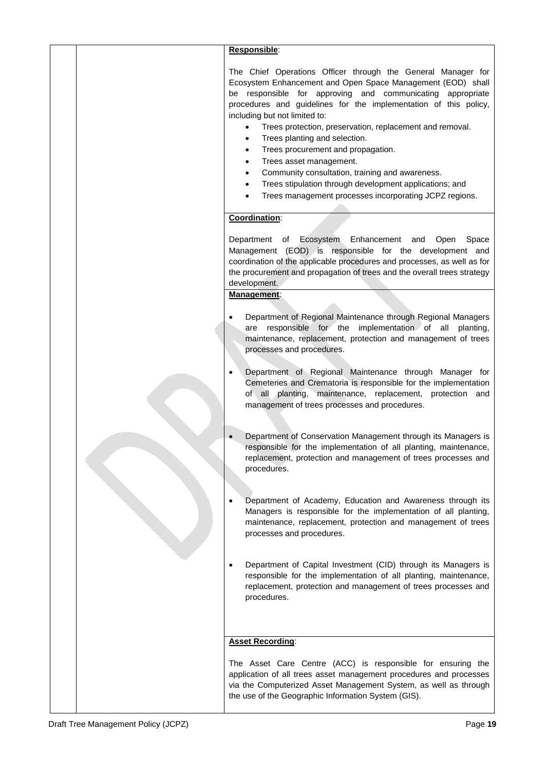| | | **Responsible**:<br><br>The Chief Operations Officer through the General Manager for Ecosystem Enhancement and Open Space Management (EOD) shall be responsible for approving and communicating appropriate procedures and guidelines for the implementation of this policy, including but not limited to:<br>• Trees protection, preservation, replacement and removal.<br>• Trees planting and selection.<br>• Trees procurement and propagation.<br>• Trees asset management.<br>• Community consultation, training and awareness.<br>• Trees stipulation through development applications; and<br>• Trees management processes incorporating JCPZ regions. |
|---|---|---|
| | | **Coordination**:<br><br>Department of Ecosystem Enhancement and Open Space Management (EOD) is responsible for the development and coordination of the applicable procedures and processes, as well as for the procurement and propagation of trees and the overall trees strategy development. |
| | | **Management**:<br><br>• Department of Regional Maintenance through Regional Managers are responsible for the implementation of all planting, maintenance, replacement, protection and management of trees processes and procedures.<br><br>• Department of Regional Maintenance through Manager for Cemeteries and Crematoria is responsible for the implementation of all planting, maintenance, replacement, protection and management of trees processes and procedures.<br><br>• Department of Conservation Management through its Managers is responsible for the implementation of all planting, maintenance, replacement, protection and management of trees processes and procedures.<br><br>• Department of Academy, Education and Awareness through its Managers is responsible for the implementation of all planting, maintenance, replacement, protection and management of trees processes and procedures.<br><br>• Department of Capital Investment (CID) through its Managers is responsible for the implementation of all planting, maintenance, replacement, protection and management of trees processes and procedures. |
| | | **Asset Recording**:<br><br>The Asset Care Centre (ACC) is responsible for ensuring the application of all trees asset management procedures and processes via the Computerized Asset Management System, as well as through the use of the Geographic Information System (GIS). |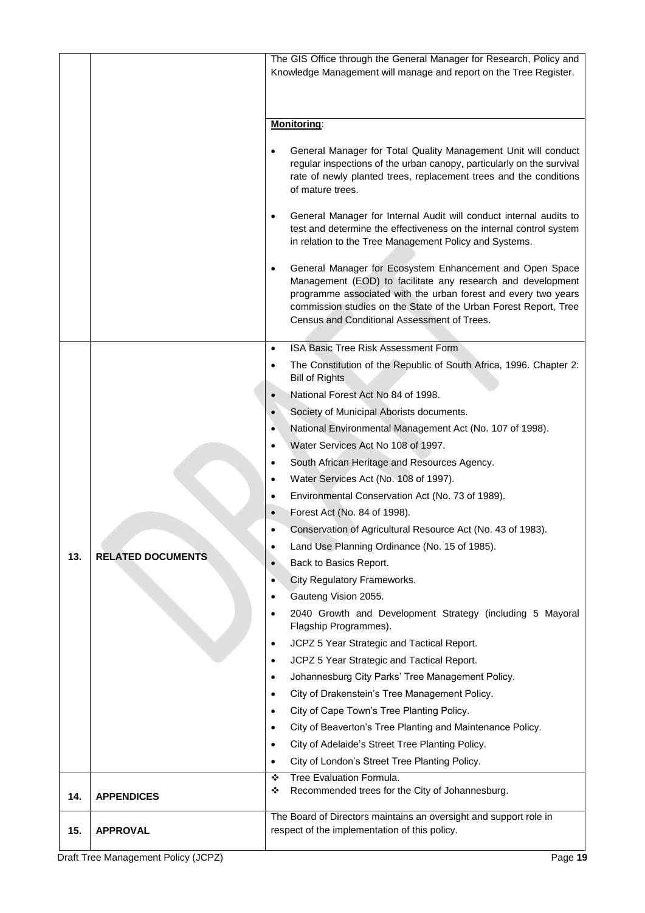| | | |
|---|---|---|
| | | The GIS Office through the General Manager for Research, Policy and Knowledge Management will manage and report on the Tree Register. |
| | | **Monitoring**:<br>• General Manager for Total Quality Management Unit will conduct regular inspections of the urban canopy, particularly on the survival rate of newly planted trees, replacement trees and the conditions of mature trees.<br>• General Manager for Internal Audit will conduct internal audits to test and determine the effectiveness on the internal control system in relation to the Tree Management Policy and Systems.<br>• General Manager for Ecosystem Enhancement and Open Space Management (EOD) to facilitate any research and development programme associated with the urban forest and every two years commission studies on the State of the Urban Forest Report, Tree Census and Conditional Assessment of Trees. |
| 13. | **RELATED DOCUMENTS** | • ISA Basic Tree Risk Assessment Form<br>• The Constitution of the Republic of South Africa, 1996. Chapter 2: Bill of Rights<br>• National Forest Act No 84 of 1998.<br>• Society of Municipal Aborists documents.<br>• National Environmental Management Act (No. 107 of 1998).<br>• Water Services Act No 108 of 1997.<br>• South African Heritage and Resources Agency.<br>• Water Services Act (No. 108 of 1997).<br>• Environmental Conservation Act (No. 73 of 1989).<br>• Forest Act (No. 84 of 1998).<br>• Conservation of Agricultural Resource Act (No. 43 of 1983).<br>• Land Use Planning Ordinance (No. 15 of 1985).<br>• Back to Basics Report.<br>• City Regulatory Frameworks.<br>• Gauteng Vision 2055.<br>• 2040 Growth and Development Strategy (including 5 Mayoral Flagship Programmes).<br>• JCPZ 5 Year Strategic and Tactical Report.<br>• JCPZ 5 Year Strategic and Tactical Report.<br>• Johannesburg City Parks' Tree Management Policy.<br>• City of Drakenstein's Tree Management Policy.<br>• City of Cape Town's Tree Planting Policy.<br>• City of Beaverton's Tree Planting and Maintenance Policy.<br>• City of Adelaide's Street Tree Planting Policy.<br>• City of London's Street Tree Planting Policy. |
| 14. | **APPENDICES** | ❖ Tree Evaluation Formula.<br>❖ Recommended trees for the City of Johannesburg. |
| 15. | **APPROVAL** | The Board of Directors maintains an oversight and support role in respect of the implementation of this policy. |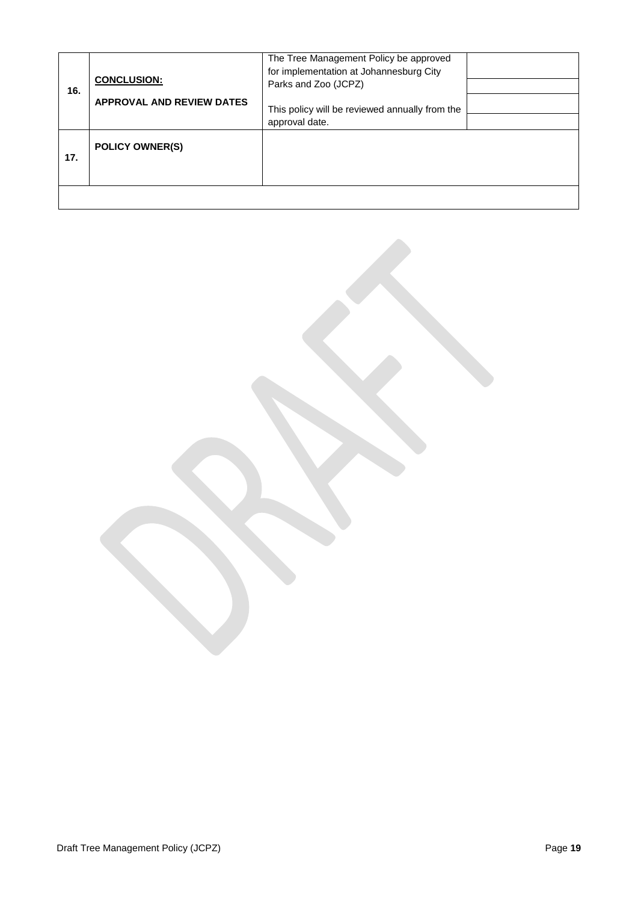| | | | |
|---|---|---|---|
| 16. | **CONCLUSION:**<br><br>**APPROVAL AND REVIEW DATES** | The Tree Management Policy be approved for implementation at Johannesburg City Parks and Zoo (JCPZ)<br><br>This policy will be reviewed annually from the approval date. | |
| 17. | **POLICY OWNER(S)** | | |
| | | | |